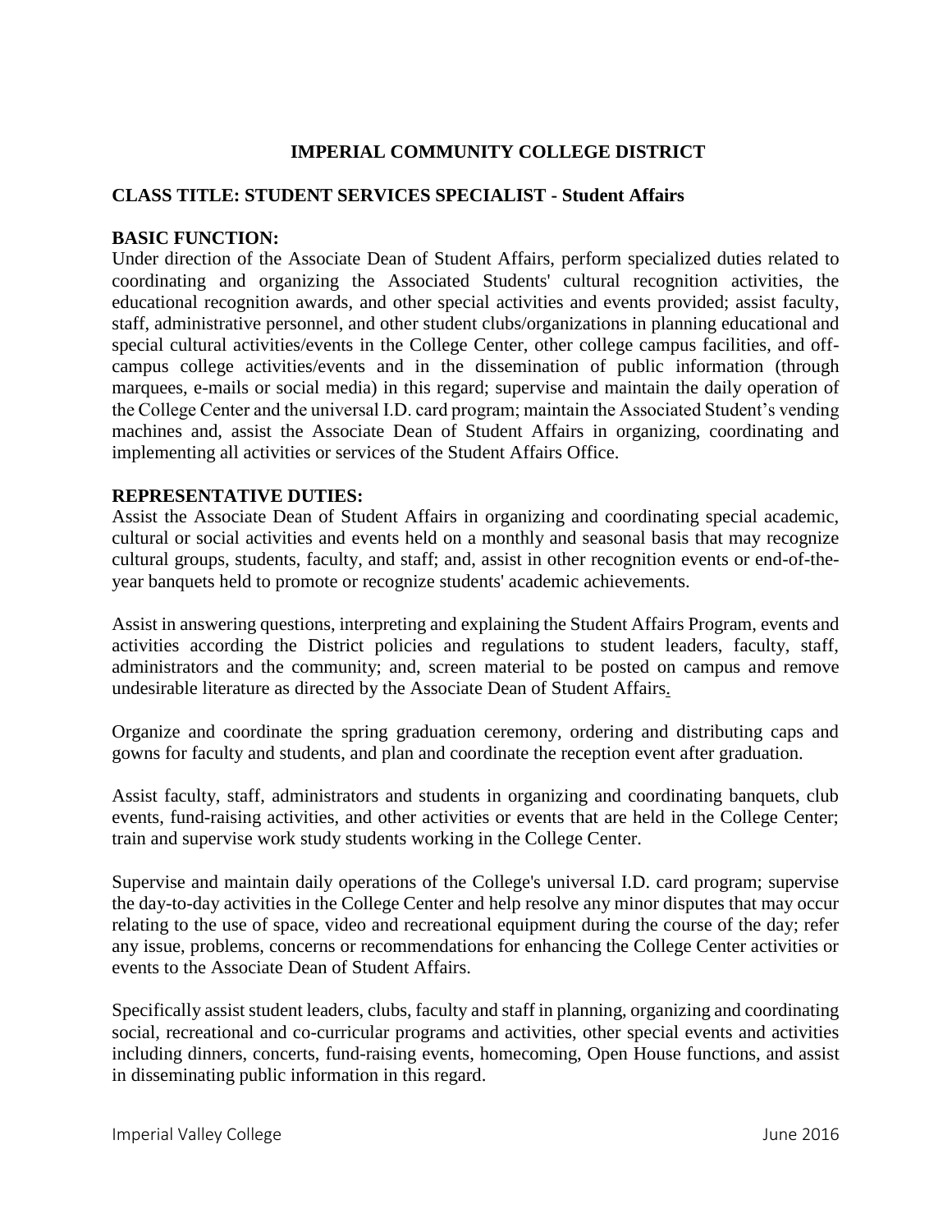# IMPERIAL COMMUNITY COLLEGE DISTRICT

## CLASS TITLE: STUDENT SERVICES SPECIALIST - Student Affairs

### BASIC FUNCTION:

Under direction of the Associate Dean of Student Affairs, perform specialized duties related to coordinating and organizing the Associated Students' cultural recognition activities, the educational recognition awards, and other special activities and events provided; assist faculty, staff, administrative personnel, and other student clubs/organizations in planning educational and special cultural activities/events in the College Center, other college campus facilities, and off-campus college activities/events and in the dissemination of public information (through marquees, e-mails or social media) in this regard; supervise and maintain the daily operation of the College Center and the universal I.D. card program; maintain the Associated Student's vending machines and, assist the Associate Dean of Student Affairs in organizing, coordinating and implementing all activities or services of the Student Affairs Office.

### REPRESENTATIVE DUTIES:

Assist the Associate Dean of Student Affairs in organizing and coordinating special academic, cultural or social activities and events held on a monthly and seasonal basis that may recognize cultural groups, students, faculty, and staff; and, assist in other recognition events or end-of-the-year banquets held to promote or recognize students' academic achievements.

Assist in answering questions, interpreting and explaining the Student Affairs Program, events and activities according the District policies and regulations to student leaders, faculty, staff, administrators and the community; and, screen material to be posted on campus and remove undesirable literature as directed by the Associate Dean of Student Affairs.

Organize and coordinate the spring graduation ceremony, ordering and distributing caps and gowns for faculty and students, and plan and coordinate the reception event after graduation.

Assist faculty, staff, administrators and students in organizing and coordinating banquets, club events, fund-raising activities, and other activities or events that are held in the College Center; train and supervise work study students working in the College Center.

Supervise and maintain daily operations of the College's universal I.D. card program; supervise the day-to-day activities in the College Center and help resolve any minor disputes that may occur relating to the use of space, video and recreational equipment during the course of the day; refer any issue, problems, concerns or recommendations for enhancing the College Center activities or events to the Associate Dean of Student Affairs.

Specifically assist student leaders, clubs, faculty and staff in planning, organizing and coordinating social, recreational and co-curricular programs and activities, other special events and activities including dinners, concerts, fund-raising events, homecoming, Open House functions, and assist in disseminating public information in this regard.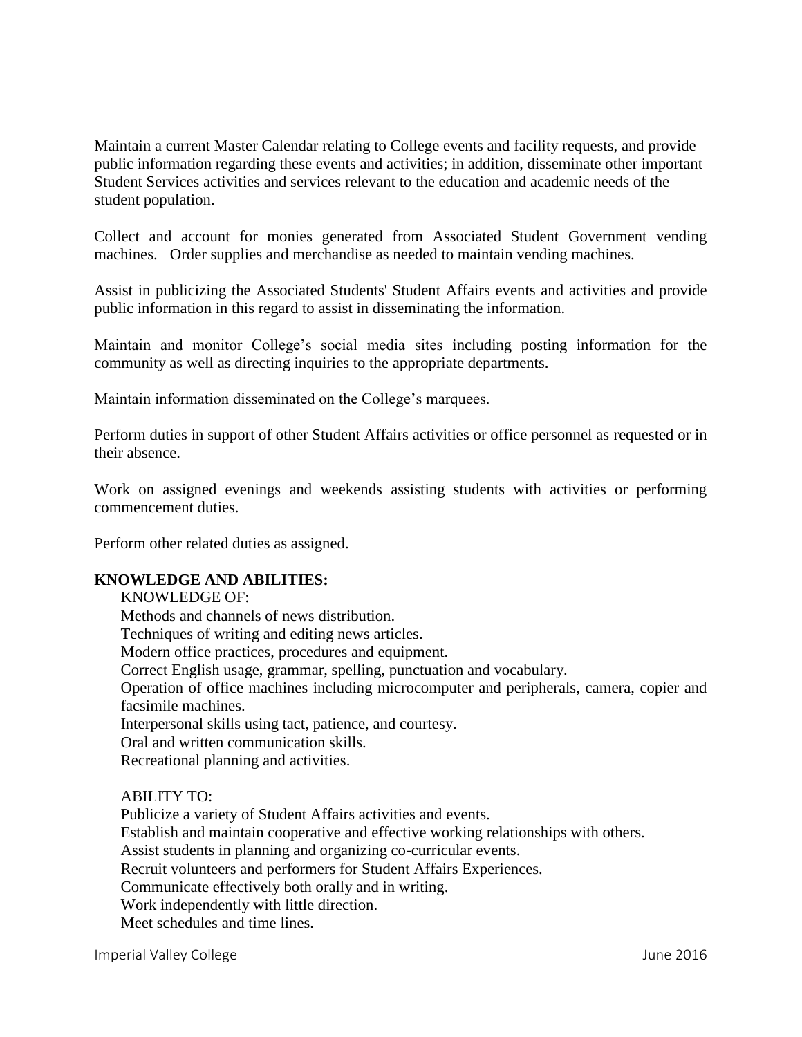Maintain a current Master Calendar relating to College events and facility requests, and provide public information regarding these events and activities; in addition, disseminate other important Student Services activities and services relevant to the education and academic needs of the student population.

Collect and account for monies generated from Associated Student Government vending machines. Order supplies and merchandise as needed to maintain vending machines.

Assist in publicizing the Associated Students' Student Affairs events and activities and provide public information in this regard to assist in disseminating the information.

Maintain and monitor College's social media sites including posting information for the community as well as directing inquiries to the appropriate departments.

Maintain information disseminated on the College's marquees.

Perform duties in support of other Student Affairs activities or office personnel as requested or in their absence.

Work on assigned evenings and weekends assisting students with activities or performing commencement duties.

Perform other related duties as assigned.

**KNOWLEDGE AND ABILITIES:**

KNOWLEDGE OF:

Methods and channels of news distribution.
Techniques of writing and editing news articles.
Modern office practices, procedures and equipment.
Correct English usage, grammar, spelling, punctuation and vocabulary.
Operation of office machines including microcomputer and peripherals, camera, copier and facsimile machines.
Interpersonal skills using tact, patience, and courtesy.
Oral and written communication skills.
Recreational planning and activities.

ABILITY TO:

Publicize a variety of Student Affairs activities and events.
Establish and maintain cooperative and effective working relationships with others.
Assist students in planning and organizing co-curricular events.
Recruit volunteers and performers for Student Affairs Experiences.
Communicate effectively both orally and in writing.
Work independently with little direction.
Meet schedules and time lines.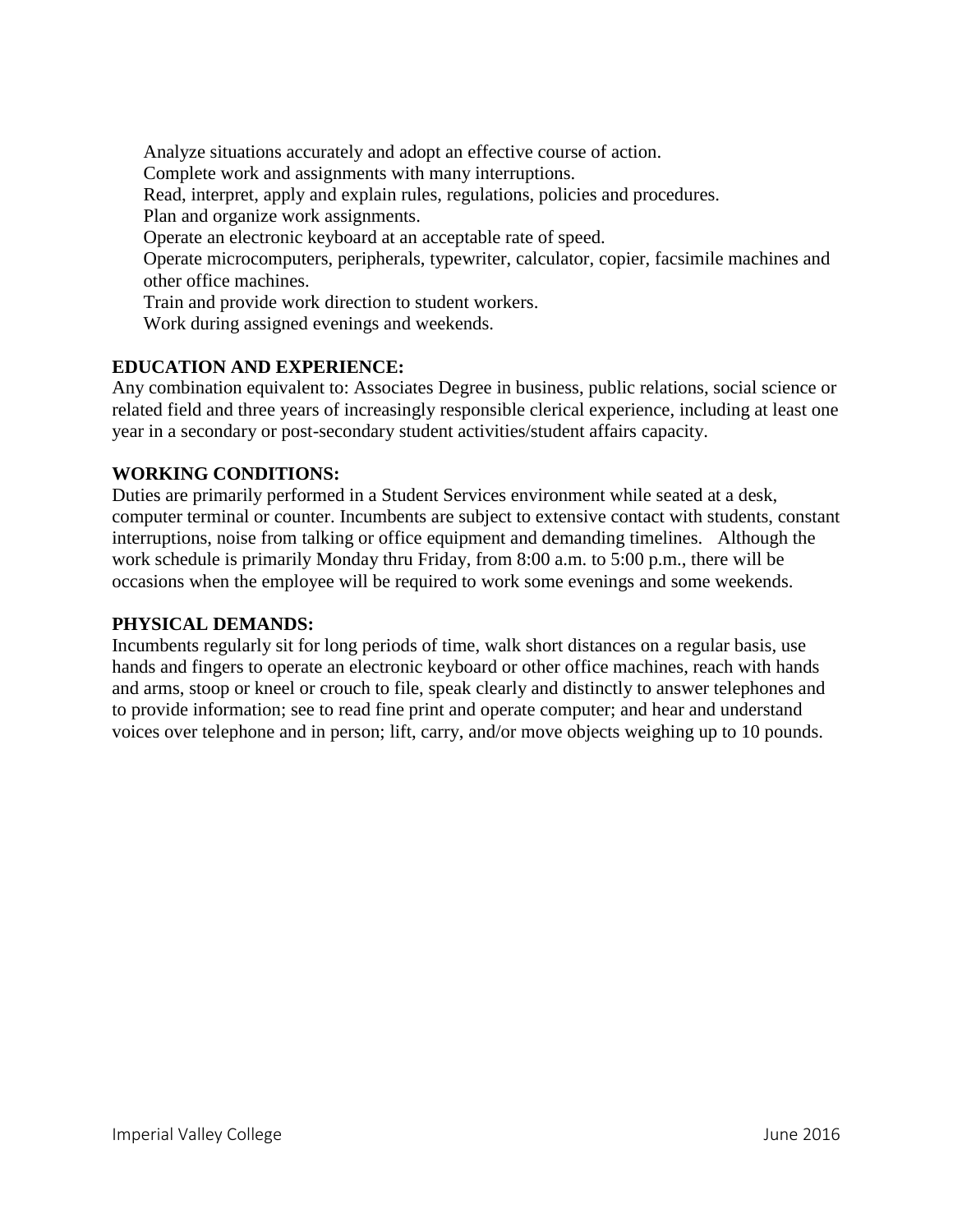Analyze situations accurately and adopt an effective course of action.
Complete work and assignments with many interruptions.
Read, interpret, apply and explain rules, regulations, policies and procedures.
Plan and organize work assignments.
Operate an electronic keyboard at an acceptable rate of speed.
Operate microcomputers, peripherals, typewriter, calculator, copier, facsimile machines and other office machines.
Train and provide work direction to student workers.
Work during assigned evenings and weekends.

**EDUCATION AND EXPERIENCE:**
Any combination equivalent to: Associates Degree in business, public relations, social science or related field and three years of increasingly responsible clerical experience, including at least one year in a secondary or post-secondary student activities/student affairs capacity.

**WORKING CONDITIONS:**
Duties are primarily performed in a Student Services environment while seated at a desk, computer terminal or counter. Incumbents are subject to extensive contact with students, constant interruptions, noise from talking or office equipment and demanding timelines. Although the work schedule is primarily Monday thru Friday, from 8:00 a.m. to 5:00 p.m., there will be occasions when the employee will be required to work some evenings and some weekends.

**PHYSICAL DEMANDS:**
Incumbents regularly sit for long periods of time, walk short distances on a regular basis, use hands and fingers to operate an electronic keyboard or other office machines, reach with hands and arms, stoop or kneel or crouch to file, speak clearly and distinctly to answer telephones and to provide information; see to read fine print and operate computer; and hear and understand voices over telephone and in person; lift, carry, and/or move objects weighing up to 10 pounds.